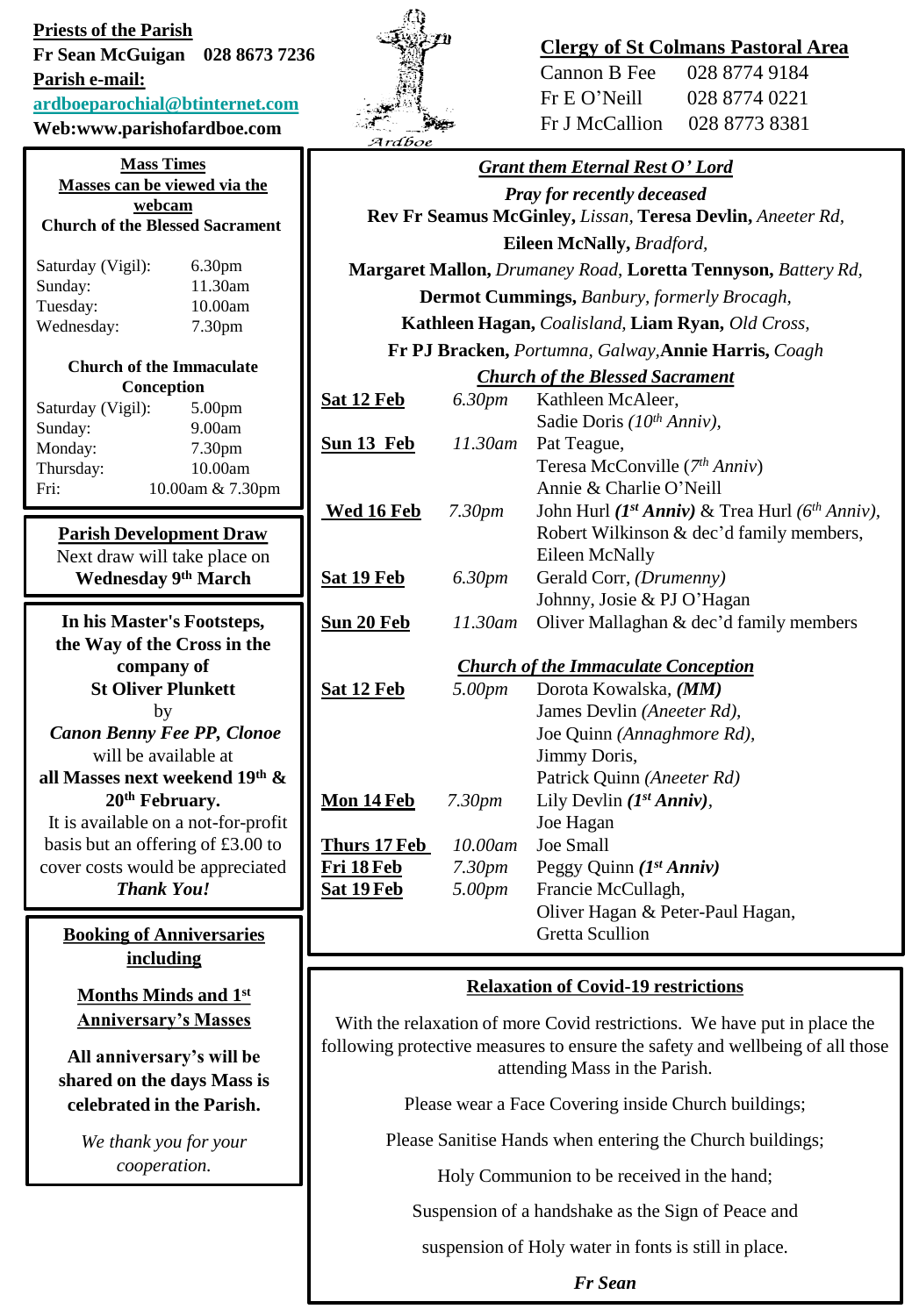**Priests of the Parish**
**Fr Sean McGuigan 028 8673 7236**
**Parish e-mail:**
**ardboeparochial@btinternet.com**
**Web:www.parishofardboe.com**

Ardboe

**Clergy of St Colmans Pastoral Area**

Cannon B Fee 028 8774 9184
Fr E O'Neill 028 8774 0221
Fr J McCallion 028 8773 8381

**Mass Times**
**Masses can be viewed via the webcam**
**Church of the Blessed Sacrament**

| | |
|---|---|
| Saturday (Vigil): | 6.30pm |
| Sunday: | 11.30am |
| Tuesday: | 10.00am |
| Wednesday: | 7.30pm |

**Church of the Immaculate Conception**

| | |
|---|---|
| Saturday (Vigil): | 5.00pm |
| Sunday: | 9.00am |
| Monday: | 7.30pm |
| Thursday: | 10.00am |
| Fri: | 10.00am & 7.30pm |

**Parish Development Draw**
Next draw will take place on
**Wednesday 9th March**

**In his Master's Footsteps, the Way of the Cross in the company of St Oliver Plunkett**
by
***Canon Benny Fee PP, Clonoe***
will be available at
**all Masses next weekend 19th & 20th February.**
It is available on a not-for-profit basis but an offering of £3.00 to cover costs would be appreciated
***Thank You!***

**Booking of Anniversaries including**

**Months Minds and 1st Anniversary's Masses**

**All anniversary's will be shared on the days Mass is celebrated in the Parish.**

*We thank you for your cooperation.*

***Grant them Eternal Rest O' Lord***

***Pray for recently deceased***

**Rev Fr Seamus McGinley,** *Lissan,* **Teresa Devlin,** *Aneeter Rd,*
**Eileen McNally,** *Bradford,*
**Margaret Mallon,** *Drumaney Road,* **Loretta Tennyson,** *Battery Rd,*
**Dermot Cummings,** *Banbury, formerly Brocagh,*
**Kathleen Hagan,** *Coalisland,* **Liam Ryan,** *Old Cross,*
**Fr PJ Bracken,** *Portumna, Galway,* **Annie Harris,** *Coagh*

***Church of the Blessed Sacrament***

| | | |
|---|---|---|
| **Sat 12 Feb** | *6.30pm* | Kathleen McAleer, Sadie Doris *(10th Anniv),* |
| **Sun 13 Feb** | *11.30am* | Pat Teague, Teresa McConville (*7th Anniv*) Annie & Charlie O'Neill |
| **Wed 16 Feb** | *7.30pm* | John Hurl ***(1st Anniv)*** & Trea Hurl *(6th Anniv),* Robert Wilkinson & dec'd family members, Eileen McNally |
| **Sat 19 Feb** | *6.30pm* | Gerald Corr, *(Drumenny)* Johnny, Josie & PJ O'Hagan |
| **Sun 20 Feb** | *11.30am* | Oliver Mallaghan & dec'd family members |

***Church of the Immaculate Conception***

| | | |
|---|---|---|
| **Sat 12 Feb** | *5.00pm* | Dorota Kowalska, ***(MM)*** James Devlin *(Aneeter Rd),* Joe Quinn *(Annaghmore Rd),* Jimmy Doris, Patrick Quinn *(Aneeter Rd)* |
| **Mon 14 Feb** | *7.30pm* | Lily Devlin ***(1st Anniv)***, Joe Hagan |
| **Thurs 17 Feb** | *10.00am* | Joe Small |
| **Fri 18 Feb** | *7.30pm* | Peggy Quinn ***(1st Anniv)*** |
| **Sat 19 Feb** | *5.00pm* | Francie McCullagh, Oliver Hagan & Peter-Paul Hagan, Gretta Scullion |

**Relaxation of Covid-19 restrictions**

With the relaxation of more Covid restrictions. We have put in place the following protective measures to ensure the safety and wellbeing of all those attending Mass in the Parish.

Please wear a Face Covering inside Church buildings;

Please Sanitise Hands when entering the Church buildings;

Holy Communion to be received in the hand;

Suspension of a handshake as the Sign of Peace and

suspension of Holy water in fonts is still in place.

***Fr Sean***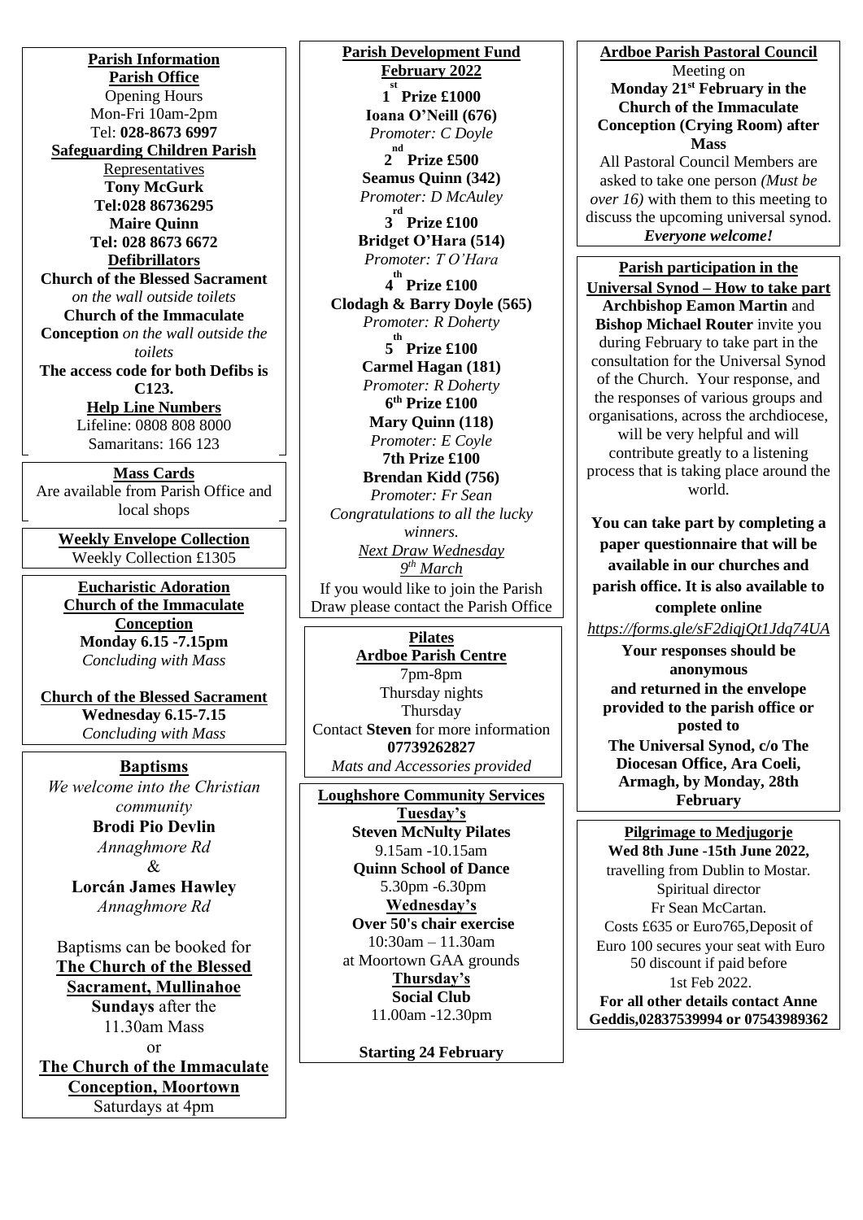**Parish Information**

**Parish Office**

Opening Hours

Mon-Fri 10am-2pm

Tel: **028-8673 6997**

**Safeguarding Children Parish**

Representatives

**Tony McGurk**

**Tel:028 86736295**

**Maire Quinn**

**Tel: 028 8673 6672**

**Defibrillators**

**Church of the Blessed Sacrament** *on the wall outside toilets*

**Church of the Immaculate Conception** *on the wall outside the toilets*

**The access code for both Defibs is C123.**

**Help Line Numbers**

Lifeline: 0808 808 8000

Samaritans: 166 123

**Mass Cards**

Are available from Parish Office and local shops

**Weekly Envelope Collection**

Weekly Collection £1305

**Eucharistic Adoration**

**Church of the Immaculate Conception**

**Monday 6.15 -7.15pm**

*Concluding with Mass*

**Church of the Blessed Sacrament**

**Wednesday 6.15-7.15**

*Concluding with Mass*

**Baptisms**

*We welcome into the Christian community*

**Brodi Pio Devlin**

*Annaghmore Rd*

&

**Lorcán James Hawley**

*Annaghmore Rd*

Baptisms can be booked for

**The Church of the Blessed Sacrament, Mullinahoe**

**Sundays** after the 11.30am Mass

or

**The Church of the Immaculate Conception, Moortown**

Saturdays at 4pm

**Parish Development Fund February 2022**

**1st Prize £1000**

**Ioana O'Neill (676)**

*Promoter: C Doyle*

**2nd Prize £500**

**Seamus Quinn (342)**

*Promoter: D McAuley*

**3rd Prize £100**

**Bridget O'Hara (514)**

*Promoter: T O'Hara*

**4th Prize £100**

**Clodagh & Barry Doyle (565)**

*Promoter: R Doherty*

**5th Prize £100**

**Carmel Hagan (181)**

*Promoter: R Doherty*

**6th Prize £100**

**Mary Quinn (118)**

*Promoter: E Coyle*

**7th Prize £100**

**Brendan Kidd (756)**

*Promoter: Fr Sean*

*Congratulations to all the lucky winners.*

*Next Draw Wednesday 9th March*

If you would like to join the Parish Draw please contact the Parish Office

**Pilates**

**Ardboe Parish Centre**

7pm-8pm

Thursday nights

Thursday

Contact **Steven** for more information

**07739262827**

*Mats and Accessories provided*

**Loughshore Community Services**

**Tuesday's**

**Steven McNulty Pilates**

9.15am -10.15am

**Quinn School of Dance**

5.30pm -6.30pm

**Wednesday's**

**Over 50's chair exercise**

10:30am – 11.30am

at Moortown GAA grounds

**Thursday's**

**Social Club**

11.00am -12.30pm

**Starting 24 February**

**Ardboe Parish Pastoral Council**

Meeting on

**Monday 21st February in the Church of the Immaculate Conception (Crying Room) after Mass**

All Pastoral Council Members are asked to take one person *(Must be over 16)* with them to this meeting to discuss the upcoming universal synod.

***Everyone welcome!***

**Parish participation in the Universal Synod – How to take part**

**Archbishop Eamon Martin** and **Bishop Michael Router** invite you during February to take part in the consultation for the Universal Synod of the Church. Your response, and the responses of various groups and organisations, across the archdiocese, will be very helpful and will contribute greatly to a listening process that is taking place around the world.

**You can take part by completing a paper questionnaire that will be available in our churches and parish office. It is also available to complete online**

*https://forms.gle/sF2diqjQt1Jdq74UA*

**Your responses should be anonymous and returned in the envelope provided to the parish office or posted to The Universal Synod, c/o The Diocesan Office, Ara Coeli, Armagh, by Monday, 28th February**

**Pilgrimage to Medjugorje**

**Wed 8th June -15th June 2022,**

travelling from Dublin to Mostar.

Spiritual director

Fr Sean McCartan.

Costs £635 or Euro765,Deposit of Euro 100 secures your seat with Euro 50 discount if paid before 1st Feb 2022.

**For all other details contact Anne Geddis,02837539994 or 07543989362**